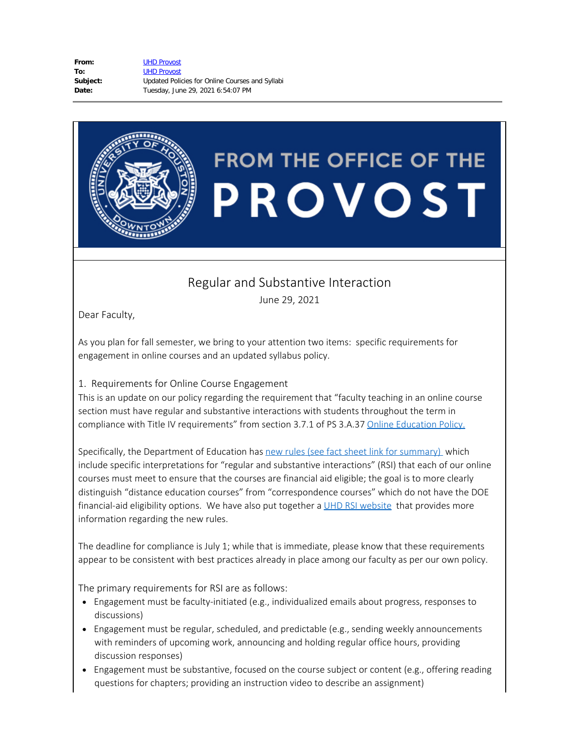| | |
|---|---|
| **From:** | UHD Provost |
| **To:** | UHD Provost |
| **Subject:** | Updated Policies for Online Courses and Syllabi |
| **Date:** | Tuesday, June 29, 2021 6:54:07 PM |

FROM THE OFFICE OF THE PROVOST

## Regular and Substantive Interaction

June 29, 2021

Dear Faculty,

As you plan for fall semester, we bring to your attention two items: specific requirements for engagement in online courses and an updated syllabus policy.

### 1. Requirements for Online Course Engagement

This is an update on our policy regarding the requirement that "faculty teaching in an online course section must have regular and substantive interactions with students throughout the term in compliance with Title IV requirements" from section 3.7.1 of PS 3.A.37 Online Education Policy.

Specifically, the Department of Education has new rules (see fact sheet link for summary) which include specific interpretations for "regular and substantive interactions" (RSI) that each of our online courses must meet to ensure that the courses are financial aid eligible; the goal is to more clearly distinguish "distance education courses" from "correspondence courses" which do not have the DOE financial-aid eligibility options. We have also put together a UHD RSI website that provides more information regarding the new rules.

The deadline for compliance is July 1; while that is immediate, please know that these requirements appear to be consistent with best practices already in place among our faculty as per our own policy.

The primary requirements for RSI are as follows:

- Engagement must be faculty-initiated (e.g., individualized emails about progress, responses to discussions)
- Engagement must be regular, scheduled, and predictable (e.g., sending weekly announcements with reminders of upcoming work, announcing and holding regular office hours, providing discussion responses)
- Engagement must be substantive, focused on the course subject or content (e.g., offering reading questions for chapters; providing an instruction video to describe an assignment)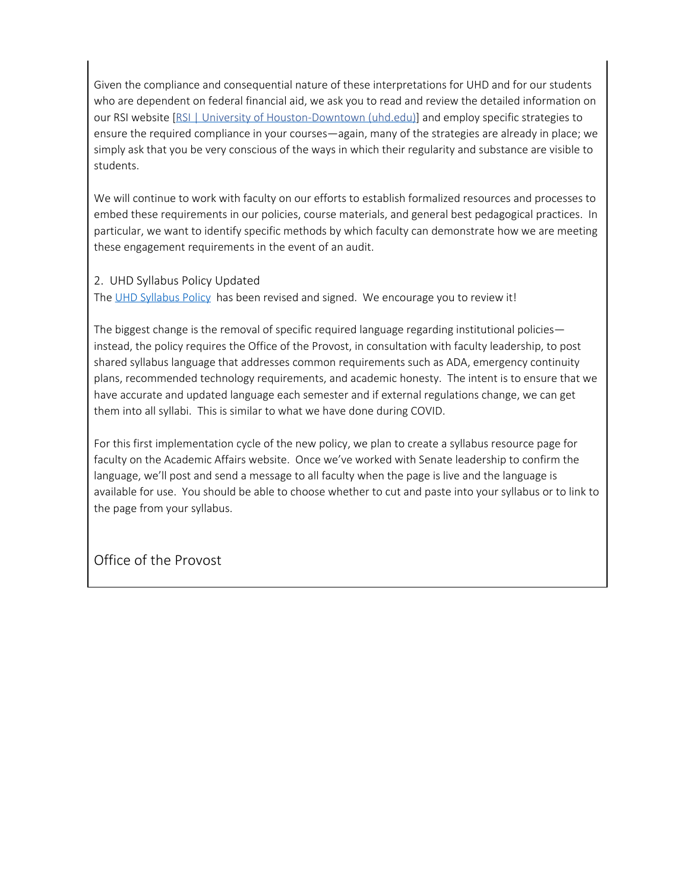Given the compliance and consequential nature of these interpretations for UHD and for our students who are dependent on federal financial aid, we ask you to read and review the detailed information on our RSI website [RSI | University of Houston-Downtown (uhd.edu)] and employ specific strategies to ensure the required compliance in your courses—again, many of the strategies are already in place; we simply ask that you be very conscious of the ways in which their regularity and substance are visible to students.

We will continue to work with faculty on our efforts to establish formalized resources and processes to embed these requirements in our policies, course materials, and general best pedagogical practices. In particular, we want to identify specific methods by which faculty can demonstrate how we are meeting these engagement requirements in the event of an audit.

## 2. UHD Syllabus Policy Updated

The UHD Syllabus Policy has been revised and signed. We encourage you to review it!

The biggest change is the removal of specific required language regarding institutional policies—instead, the policy requires the Office of the Provost, in consultation with faculty leadership, to post shared syllabus language that addresses common requirements such as ADA, emergency continuity plans, recommended technology requirements, and academic honesty. The intent is to ensure that we have accurate and updated language each semester and if external regulations change, we can get them into all syllabi. This is similar to what we have done during COVID.

For this first implementation cycle of the new policy, we plan to create a syllabus resource page for faculty on the Academic Affairs website. Once we've worked with Senate leadership to confirm the language, we'll post and send a message to all faculty when the page is live and the language is available for use. You should be able to choose whether to cut and paste into your syllabus or to link to the page from your syllabus.

Office of the Provost